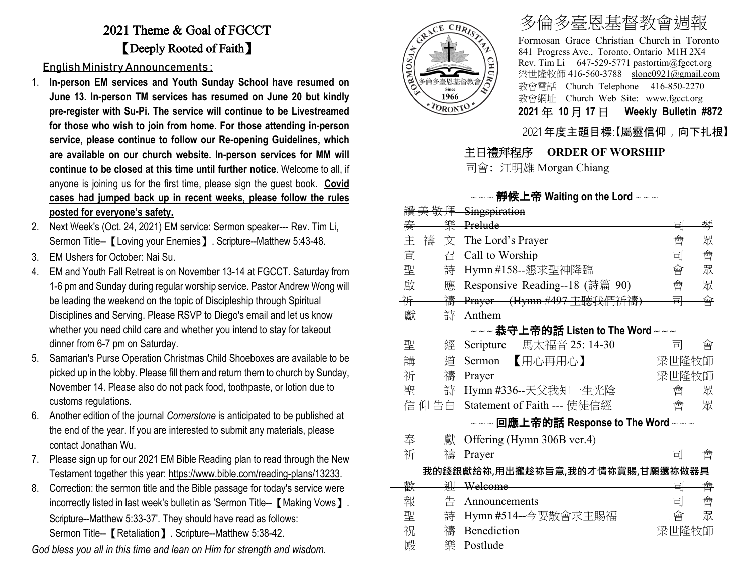# 2021 Theme & Goal of FGCCT

## 【Deeply Rooted of Faith】

English Ministry Announcements:

1. **In-person EM services and Youth Sunday School have resumed on June 13. In-person TM services has resumed on June 20 but kindly pre-register with Su-Pi. The service will continue to be Livestreamed for those who wish to join from home. For those attending in-person service, please continue to follow our Re-opening Guidelines, which are available on our church website. In-person services for MM will continue to be closed at this time until further notice**. Welcome to all, if anyone is joining us for the first time, please sign the guest book. **Covid cases had jumped back up in recent weeks, please follow the rules posted for everyone's safety.**
2. Next Week's (Oct. 24, 2021) EM service: Sermon speaker--- Rev. Tim Li, Sermon Title--【Loving your Enemies】. Scripture--Matthew 5:43-48.
3. EM Ushers for October: Nai Su.
4. EM and Youth Fall Retreat is on November 13-14 at FGCCT. Saturday from 1-6 pm and Sunday during regular worship service. Pastor Andrew Wong will be leading the weekend on the topic of Discipleship through Spiritual Disciplines and Serving. Please RSVP to Diego's email and let us know whether you need child care and whether you intend to stay for takeout dinner from 6-7 pm on Saturday.
5. Samarian's Purse Operation Christmas Child Shoeboxes are available to be picked up in the lobby. Please fill them and return them to church by Sunday, November 14. Please also do not pack food, toothpaste, or lotion due to customs regulations.
6. Another edition of the journal *Cornerstone* is anticipated to be published at the end of the year. If you are interested to submit any materials, please contact Jonathan Wu.
7. Please sign up for our 2021 EM Bible Reading plan to read through the New Testament together this year: https://www.bible.com/reading-plans/13233.
8. Correction: the sermon title and the Bible passage for today's service were incorrectly listed in last week's bulletin as 'Sermon Title--【Making Vows】. Scripture--Matthew 5:33-37'. They should have read as follows: Sermon Title--【Retaliation】. Scripture--Matthew 5:38-42.

*God bless you all in this time and lean on Him for strength and wisdom.*

# 多倫多臺恩基督教會週報

Formosan Grace Christian Church in Toronto
841 Progress Ave., Toronto, Ontario M1H 2X4
Rev. Tim Li 647-529-5771 pastortim@fgcct.org
梁世隆牧師 416-560-3788 slone0921@gmail.com
教會電話 Church Telephone 416-850-2270
教會網址 Church Web Site: www.fgcct.org

**2021 年 10 月 17 日 Weekly Bulletin #872**

2021 **年度主題目標:【屬靈信仰，向下扎根】**

## 主日禮拜程序 ORDER OF WORSHIP

司會: 江明雄 Morgan Chiang

**~~~ 靜候上帝 Waiting on the Lord ~~~**

| | | |
|---|---|---|
| ~~讚美敬拜~~ | ~~Singspiration~~ | |
| ~~奏 樂~~ | ~~Prelude~~ | ~~司 琴~~ |
| 主禱文 | The Lord's Prayer | 會 眾 |
| 宣 召 | Call to Worship | 司 會 |
| 聖 詩 | Hymn #158--懇求聖神降臨 | 會 眾 |
| 啟 應 | Responsive Reading--18 (詩篇 90) | 會 眾 |
| ~~祈 禱~~ | ~~Prayer (Hymn #497 主聽我們祈禱)~~ | ~~司 會~~ |
| 獻 詩 | Anthem | |

**~~~ 恭守上帝的話 Listen to The Word ~~~**

| | | |
|---|---|---|
| 聖 經 | Scripture 馬太福音 25: 14-30 | 司 會 |
| 講 道 | Sermon 【用心再用心】 | 梁世隆牧師 |
| 祈 禱 | Prayer | 梁世隆牧師 |
| 聖 詩 | Hymn #336--天父我知一生光陰 | 會 眾 |
| 信仰告白 | Statement of Faith --- 使徒信經 | 會 眾 |

**~~~ 回應上帝的話 Response to The Word ~~~**

| | | |
|---|---|---|
| 奉 獻 | Offering (Hymn 306B ver.4) | |
| 祈 禱 | Prayer | 司 會 |

**我的錢銀獻給祢,用出攏趁祢旨意,我的才情祢賞賜,甘願還祢做器具**

| | | |
|---|---|---|
| ~~歡 迎~~ | ~~Welcome~~ | ~~司 會~~ |
| 報 告 | Announcements | 司 會 |
| 聖 詩 | Hymn #514--今要散會求主賜福 | 會 眾 |
| 祝 禱 | Benediction | 梁世隆牧師 |
| 殿 樂 | Postlude | |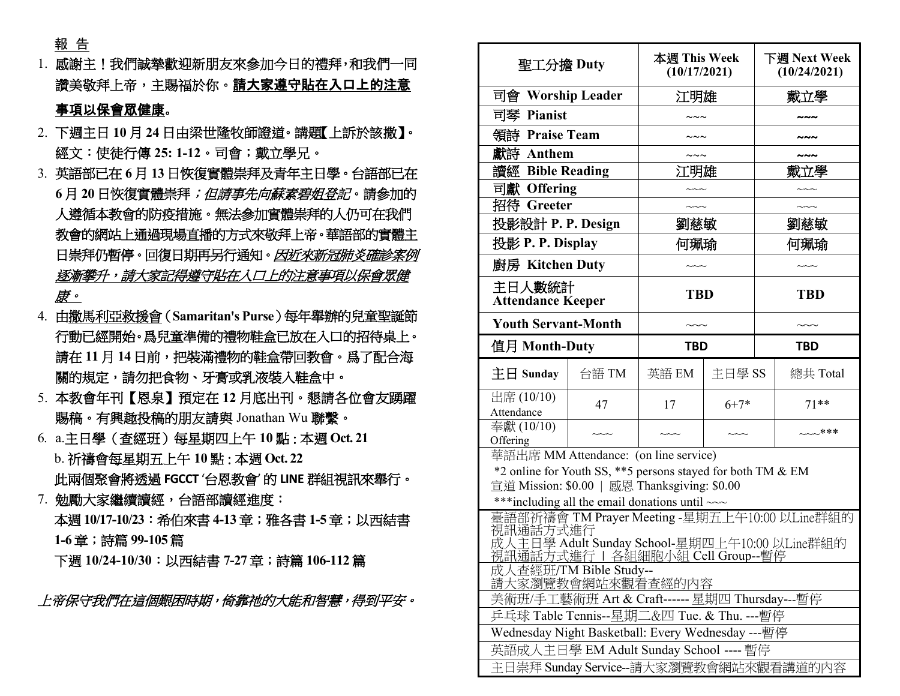## 報 告

1. 感謝主！我們誠摯歡迎新朋友來參加今日的禮拜，和我們一同讚美敬拜上帝，主賜福於你。**<u>請大家遵守貼在入口上的注意事項以保會眾健康</u>。**
2. 下週主日 **10** 月 **24** 日由梁世隆牧師證道。講題【上訴於該撒】。經文：使徒行傳 **25: 1-12**。司會：戴立學兄。
3. 英語部已在 **6** 月 **13** 日恢復實體崇拜及青年主日學。台語部已在 **6** 月 **20** 日恢復實體崇拜；*<u>但請事先向蘇素碧姐登記</u>*。請參加的人遵循本教會的防疫措施。無法參加實體崇拜的人仍可在我們教會的網站上通過現場直播的方式來敬拜上帝。華語部的實體主日崇拜仍暫停。回復日期再另行通知。*<u>因近來新冠肺炎確診案例逐漸攀升，請大家記得遵守貼在入口上的注意事項以保會眾健康。</u>*
4. 由<u>撒馬利亞救援會</u>（**Samaritan's Purse**）每年舉辦的兒童聖誕節行動已經開始。為兒童準備的禮物鞋盒已放在入口的招待桌上。請在 **11** 月 **14** 日前，把裝滿禮物的鞋盒帶回教會。為了配合海關的規定，請勿把食物、牙膏或乳液裝入鞋盒中。
5. 本教會年刊【恩泉】預定在 **12** 月底出刊。懇請各位會友踴躍賜稿。有興趣投稿的朋友請與 Jonathan Wu 聯繫。
6. a.主日學（查經班）每星期四上午 **10** 點 : 本週 **Oct. 21**
   b. 祈禱會每星期五上午 **10** 點 : 本週 **Oct. 22**
   此兩個聚會將透過 **FGCCT '台恩教會' 的 LINE** 群組視訊來舉行。
7. 勉勵大家繼續讀經，台語部讀經進度：
   本週 **10/17-10/23**：希伯來書 **4-13** 章；雅各書 **1-5** 章；以西結書 **1-6** 章；詩篇 **99-105** 篇
   下週 **10/24-10/30**：以西結書 **7-27** 章；詩篇 **106-112** 篇

*上帝保守我們在這個艱困時期，倚靠祂的大能和智慧，得到平安。*

| 聖工分擔 Duty | 本週 This Week (10/17/2021) | 下週 Next Week (10/24/2021) |
|---|---|---|
| 司會 Worship Leader | 江明雄 | 戴立學 |
| 司琴 Pianist | ~~~ | ~~~ |
| 領詩 Praise Team | ~~~ | ~~~ |
| 獻詩 Anthem | ~~~ | ~~~ |
| 讀經 Bible Reading | 江明雄 | 戴立學 |
| 司獻 Offering | ~~~ | ~~~ |
| 招待 Greeter | ~~~ | ~~~ |
| 投影設計 P. P. Design | 劉慈敏 | 劉慈敏 |
| 投影 P. P. Display | 何珮瑜 | 何珮瑜 |
| 廚房 Kitchen Duty | ~~~ | ~~~ |
| 主日人數統計 Attendance Keeper | TBD | TBD |
| Youth Servant-Month | ~~~ | ~~~ |
| 值月 Month-Duty | TBD | TBD |

| 主日 Sunday | 台語 TM | 英語 EM | 主日學 SS | 總共 Total |
|---|---|---|---|---|
| 出席 (10/10) Attendance | 47 | 17 | 6+7* | 71** |
| 奉獻 (10/10) Offering | ~~~ | ~~~ | ~~~ | ~~~*** |

華語出席 MM Attendance: (on line service)
*2 online for Youth SS, **5 persons stayed for both TM & EM
宣道 Mission: $0.00 | 感恩 Thanksgiving: $0.00
***including all the email donations until ~~~

臺語部祈禱會 TM Prayer Meeting -星期五上午10:00 以Line群組的視訊通話方式進行
成人主日學 Adult Sunday School-星期四上午10:00 以Line群組的視訊通話方式進行 | 各組細胞小組 Cell Group--暫停
成人查經班/TM Bible Study--請大家瀏覽教會網站來觀看查經的內容
美術班/手工藝術班 Art & Craft------ 星期四 Thursday---暫停
乒乓球 Table Tennis--星期二&四 Tue. & Thu. ---暫停
Wednesday Night Basketball: Every Wednesday ---暫停
英語成人主日學 EM Adult Sunday School ---- 暫停
主日崇拜 Sunday Service--請大家瀏覽教會網站來觀看講道的內容